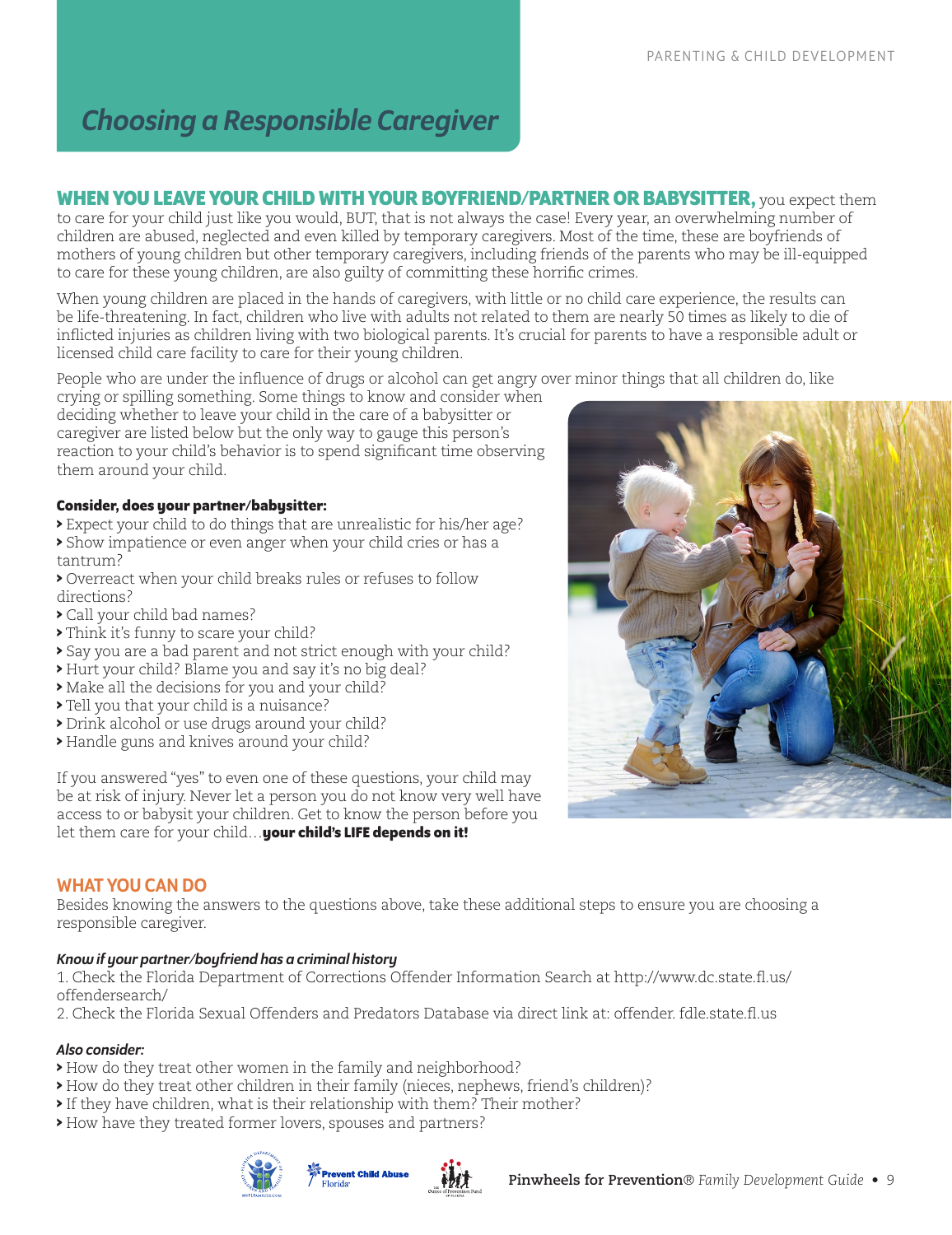# *Choosing a Responsible Caregiver*

**WHEN YOU LEAVE YOUR CHILD WITH YOUR BOYFRIEND/PARTNER OR BABYSITTER,** you expect them to care for your child just like you would, BUT, that is not always the case! Every year, an overwhelming number of children are abused, neglected and even killed by temporary caregivers. Most of the time, these are boyfriends of mothers of young children but other temporary caregivers, including friends of the parents who may be ill-equipped to care for these young children, are also guilty of committing these horrific crimes.

When young children are placed in the hands of caregivers, with little or no child care experience, the results can be life-threatening. In fact, children who live with adults not related to them are nearly 50 times as likely to die of inflicted injuries as children living with two biological parents. It's crucial for parents to have a responsible adult or licensed child care facility to care for their young children.

People who are under the influence of drugs or alcohol can get angry over minor things that all children do, like crying or spilling something. Some things to know and consider when deciding whether to leave your child in the care of a babysitter or caregiver are listed below but the only way to gauge this person's reaction to your child's behavior is to spend significant time observing them around your child.

**Consider, does your partner/babysitter:**

- Expect your child to do things that are unrealistic for his/her age?
- Show impatience or even anger when your child cries or has a tantrum?
- Overreact when your child breaks rules or refuses to follow directions?
- Call your child bad names?
- Think it's funny to scare your child?
- Say you are a bad parent and not strict enough with your child?
- Hurt your child? Blame you and say it's no big deal?
- Make all the decisions for you and your child?
- Tell you that your child is a nuisance?
- Drink alcohol or use drugs around your child?
- Handle guns and knives around your child?

If you answered "yes" to even one of these questions, your child may be at risk of injury. Never let a person you do not know very well have access to or babysit your children. Get to know the person before you let them care for your child…**your child's LIFE depends on it!**

## WHAT YOU CAN DO

Besides knowing the answers to the questions above, take these additional steps to ensure you are choosing a responsible caregiver.

***Know if your partner/boyfriend has a criminal history***

1. Check the Florida Department of Corrections Offender Information Search at http://www.dc.state.fl.us/offendersearch/
2. Check the Florida Sexual Offenders and Predators Database via direct link at: offender. fdle.state.fl.us

***Also consider:***

- How do they treat other women in the family and neighborhood?
- How do they treat other children in their family (nieces, nephews, friend's children)?
- If they have children, what is their relationship with them? Their mother?
- How have they treated former lovers, spouses and partners?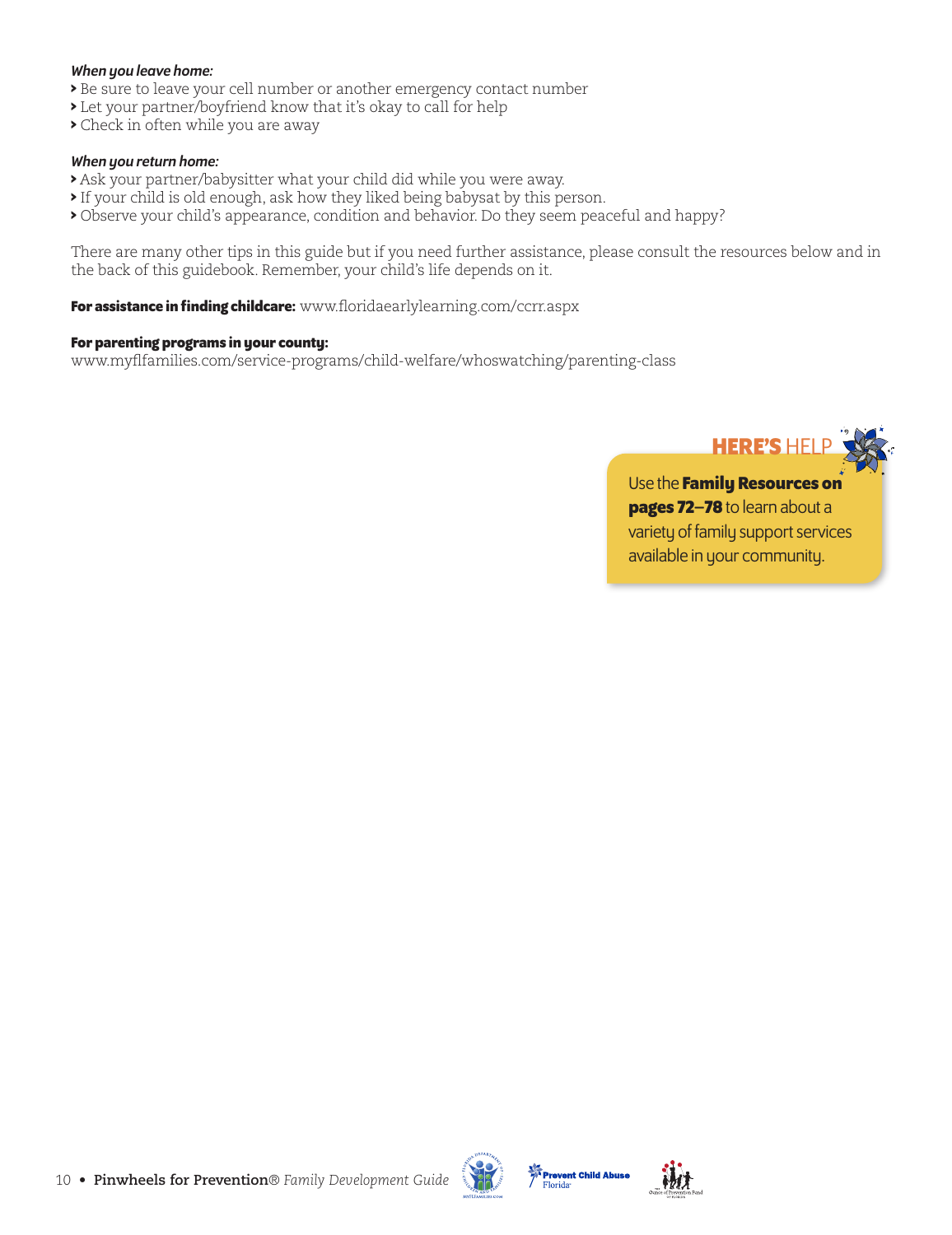***When you leave home:***

- Be sure to leave your cell number or another emergency contact number
- Let your partner/boyfriend know that it's okay to call for help
- Check in often while you are away

***When you return home:***

- Ask your partner/babysitter what your child did while you were away.
- If your child is old enough, ask how they liked being babysat by this person.
- Observe your child's appearance, condition and behavior. Do they seem peaceful and happy?

There are many other tips in this guide but if you need further assistance, please consult the resources below and in the back of this guidebook. Remember, your child's life depends on it.

**For assistance in finding childcare:** www.floridaearlylearning.com/ccrr.aspx

**For parenting programs in your county:**
www.myflfamilies.com/service-programs/child-welfare/whoswatching/parenting-class

**HERE'S** HELP

Use the **Family Resources on pages 72–78** to learn about a variety of family support services available in your community.